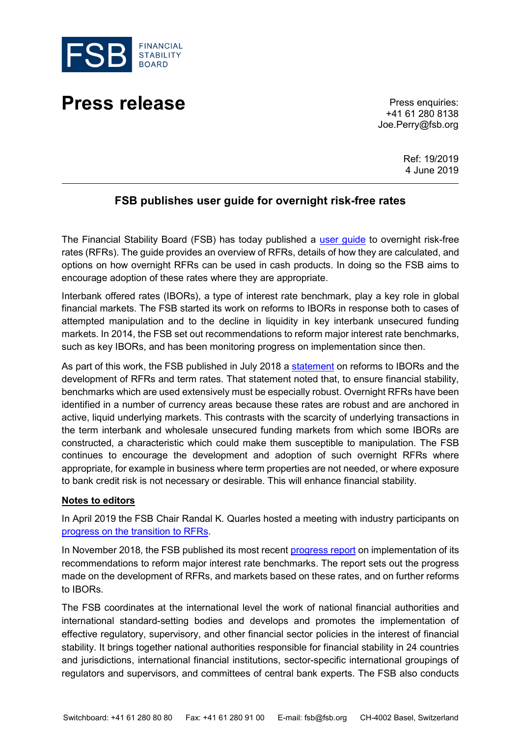FSB FINANCIAL STABILITY BOARD

# Press release

Press enquiries:
+41 61 280 8138
Joe.Perry@fsb.org

Ref: 19/2019
4 June 2019

## FSB publishes user guide for overnight risk-free rates

The Financial Stability Board (FSB) has today published a user guide to overnight risk-free rates (RFRs). The guide provides an overview of RFRs, details of how they are calculated, and options on how overnight RFRs can be used in cash products. In doing so the FSB aims to encourage adoption of these rates where they are appropriate.

Interbank offered rates (IBORs), a type of interest rate benchmark, play a key role in global financial markets. The FSB started its work on reforms to IBORs in response both to cases of attempted manipulation and to the decline in liquidity in key interbank unsecured funding markets. In 2014, the FSB set out recommendations to reform major interest rate benchmarks, such as key IBORs, and has been monitoring progress on implementation since then.

As part of this work, the FSB published in July 2018 a statement on reforms to IBORs and the development of RFRs and term rates. That statement noted that, to ensure financial stability, benchmarks which are used extensively must be especially robust. Overnight RFRs have been identified in a number of currency areas because these rates are robust and are anchored in active, liquid underlying markets. This contrasts with the scarcity of underlying transactions in the term interbank and wholesale unsecured funding markets from which some IBORs are constructed, a characteristic which could make them susceptible to manipulation. The FSB continues to encourage the development and adoption of such overnight RFRs where appropriate, for example in business where term properties are not needed, or where exposure to bank credit risk is not necessary or desirable. This will enhance financial stability.

**Notes to editors**

In April 2019 the FSB Chair Randal K. Quarles hosted a meeting with industry participants on progress on the transition to RFRs.

In November 2018, the FSB published its most recent progress report on implementation of its recommendations to reform major interest rate benchmarks. The report sets out the progress made on the development of RFRs, and markets based on these rates, and on further reforms to IBORs.

The FSB coordinates at the international level the work of national financial authorities and international standard-setting bodies and develops and promotes the implementation of effective regulatory, supervisory, and other financial sector policies in the interest of financial stability. It brings together national authorities responsible for financial stability in 24 countries and jurisdictions, international financial institutions, sector-specific international groupings of regulators and supervisors, and committees of central bank experts. The FSB also conducts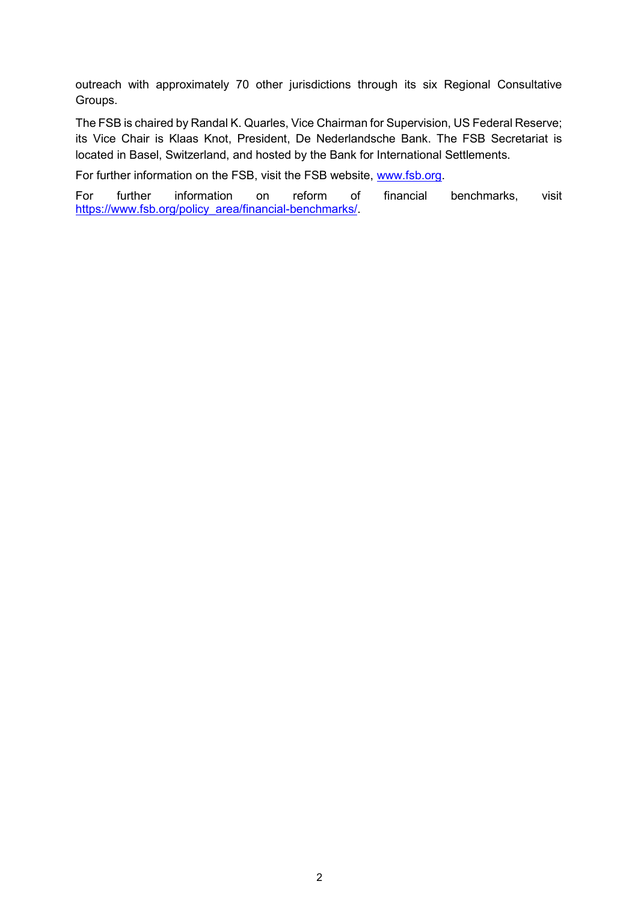outreach with approximately 70 other jurisdictions through its six Regional Consultative Groups.

The FSB is chaired by Randal K. Quarles, Vice Chairman for Supervision, US Federal Reserve; its Vice Chair is Klaas Knot, President, De Nederlandsche Bank. The FSB Secretariat is located in Basel, Switzerland, and hosted by the Bank for International Settlements.

For further information on the FSB, visit the FSB website, [www.fsb.org](http://www.fsb.org).

For further information on reform of financial benchmarks, visit [https://www.fsb.org/policy_area/financial-benchmarks/](https://www.fsb.org/policy_area/financial-benchmarks/).